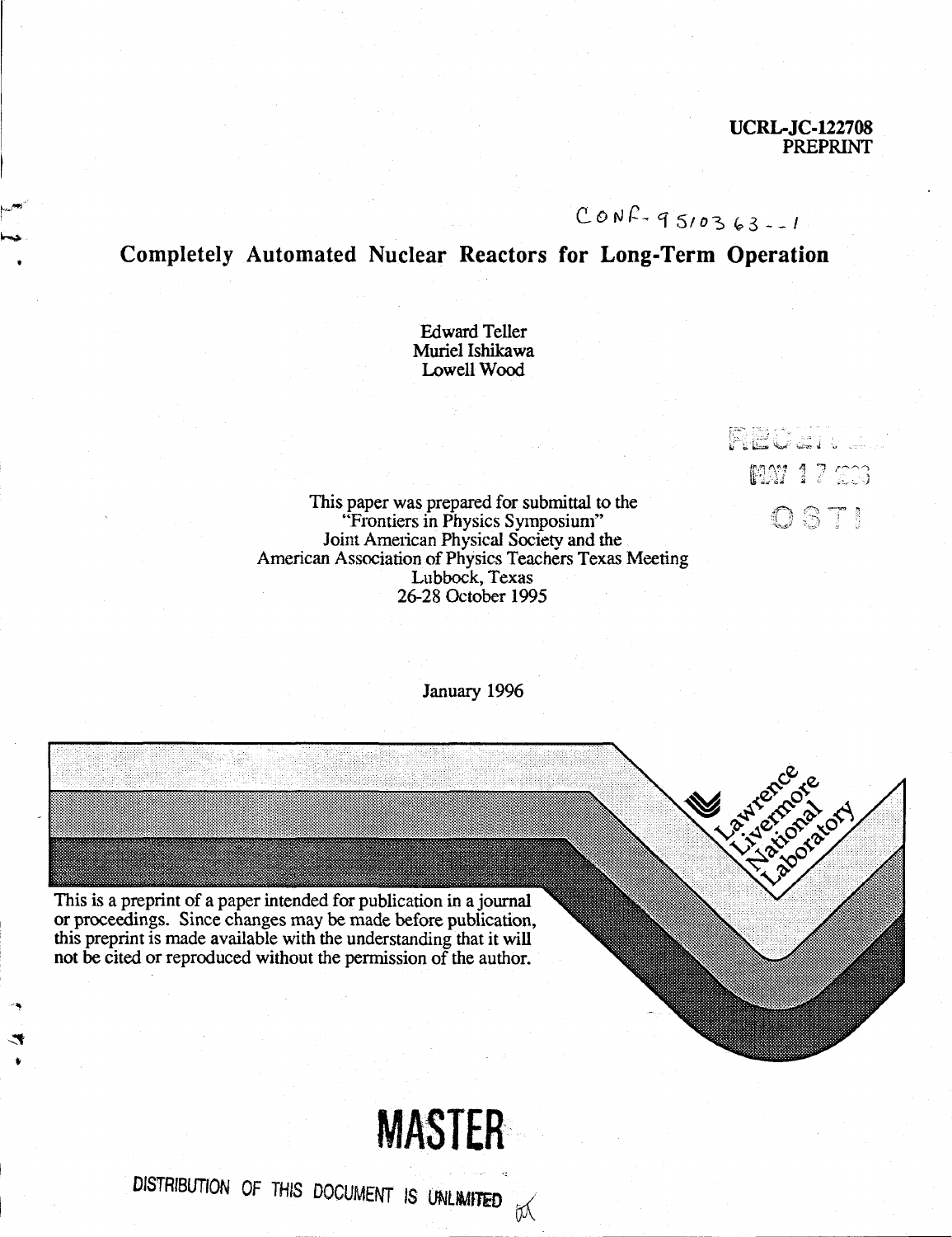UCRL-JC-122708
PREPRINT

CONF-9510363--1

# Completely Automated Nuclear Reactors for Long-Term Operation

Edward Teller
Muriel Ishikawa
Lowell Wood

RECEIVED
MAY 17 1996
OSTI

This paper was prepared for submittal to the
"Frontiers in Physics Symposium"
Joint American Physical Society and the
American Association of Physics Teachers Texas Meeting
Lubbock, Texas
26-28 October 1995

January 1996

Lawrence Livermore National Laboratory

This is a preprint of a paper intended for publication in a journal or proceedings. Since changes may be made before publication, this preprint is made available with the understanding that it will not be cited or reproduced without the permission of the author.

**MASTER**

DISTRIBUTION OF THIS DOCUMENT IS UNLIMITED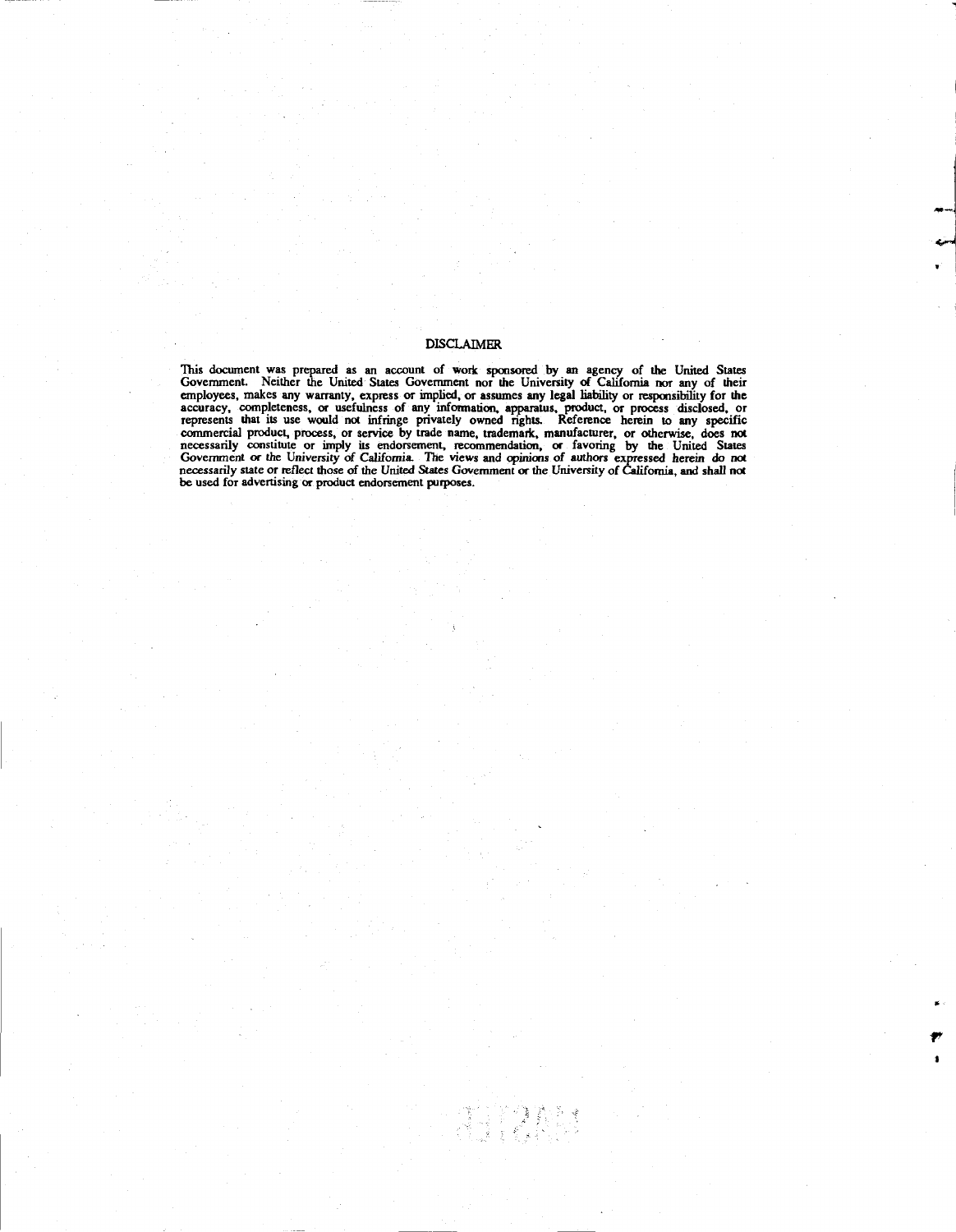## DISCLAIMER

This document was prepared as an account of work sponsored by an agency of the United States Government. Neither the United States Government nor the University of California nor any of their employees, makes any warranty, express or implied, or assumes any legal liability or responsibility for the accuracy, completeness, or usefulness of any information, apparatus, product, or process disclosed, or represents that its use would not infringe privately owned rights. Reference herein to any specific commercial product, process, or service by trade name, trademark, manufacturer, or otherwise, does not necessarily constitute or imply its endorsement, recommendation, or favoring by the United States Government or the University of California. The views and opinions of authors expressed herein do not necessarily state or reflect those of the United States Government or the University of California, and shall not be used for advertising or product endorsement purposes.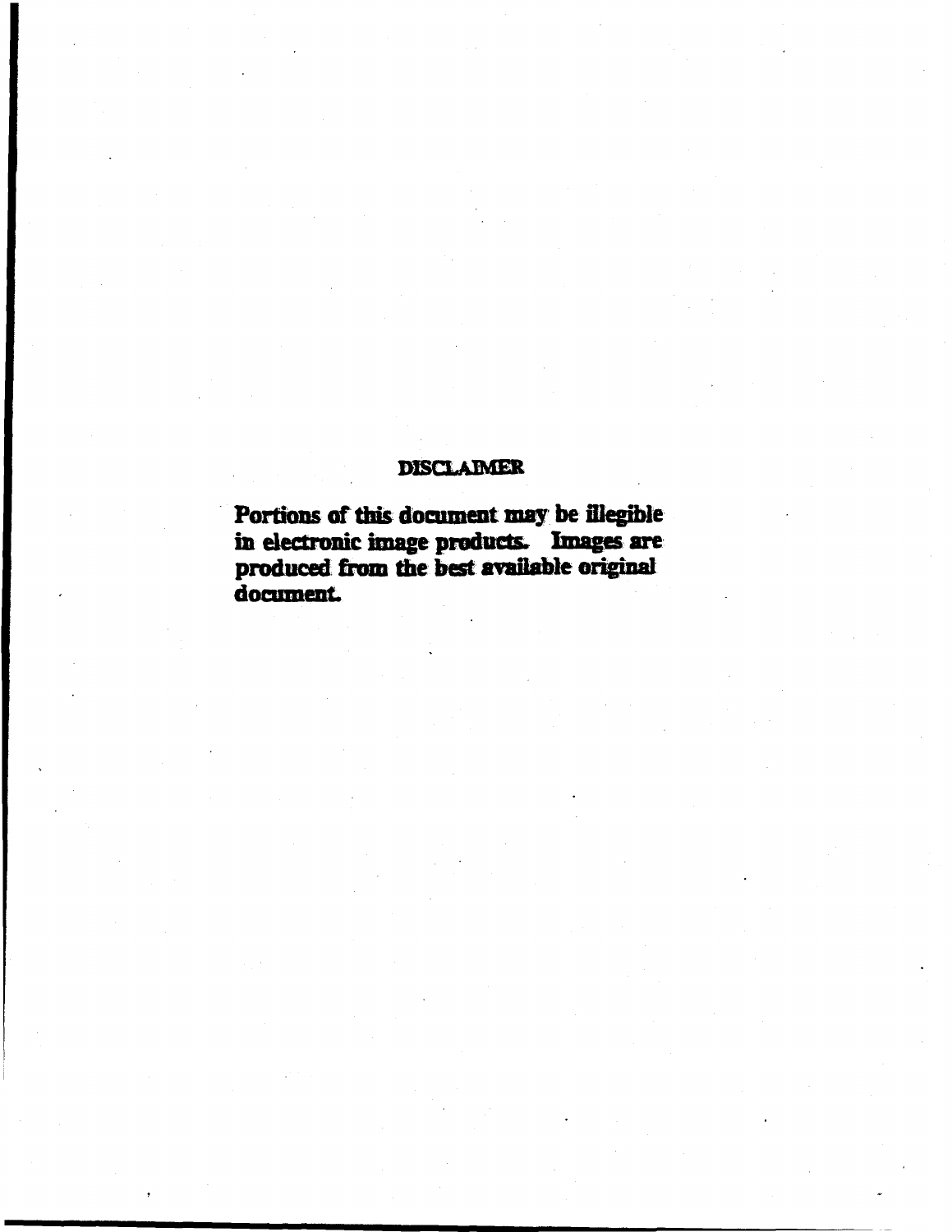## DISCLAIMER

**Portions of this document may be illegible in electronic image products. Images are produced from the best available original document.**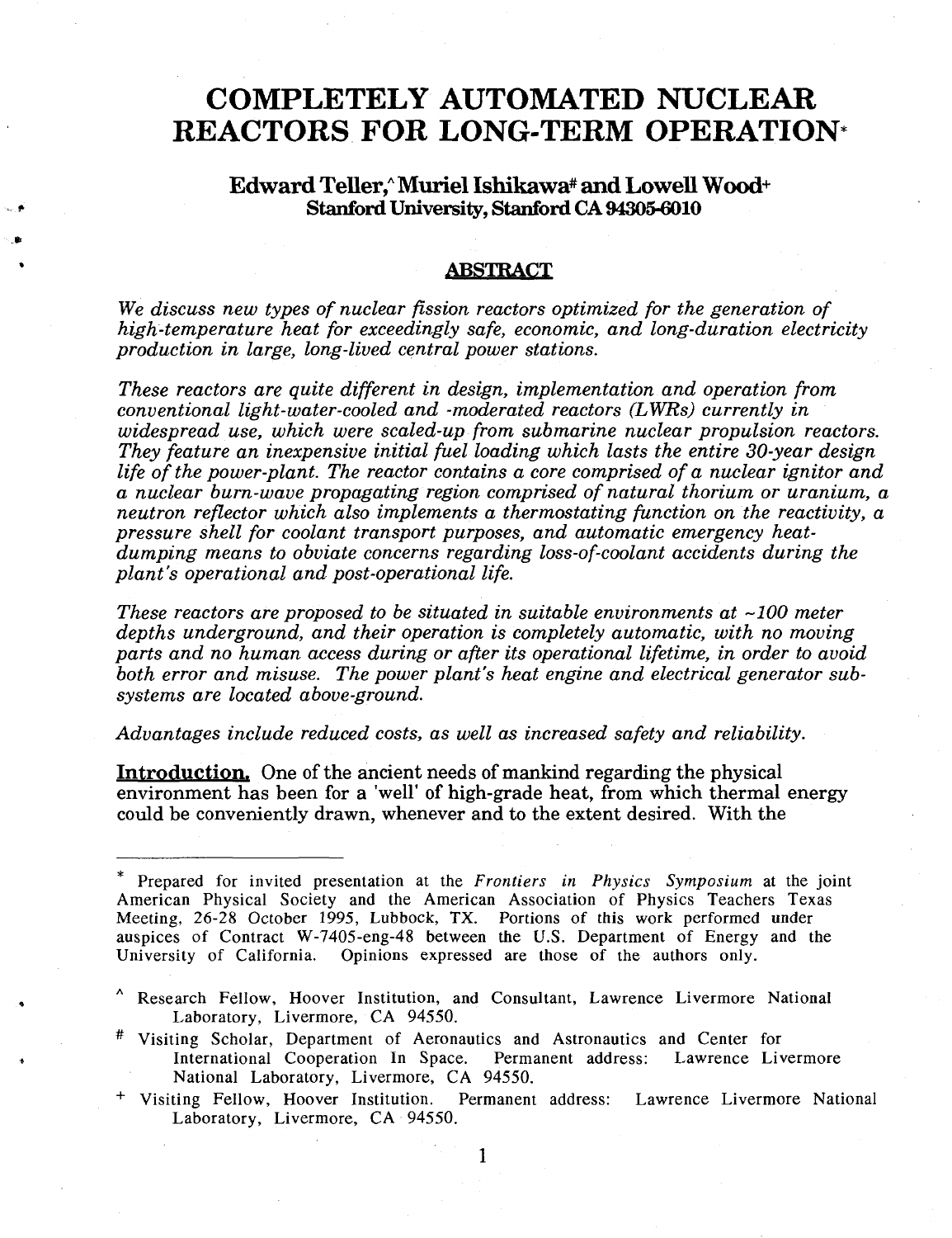# COMPLETELY AUTOMATED NUCLEAR REACTORS FOR LONG-TERM OPERATION*

**Edward Teller,^ Muriel Ishikawa# and Lowell Wood+**
**Stanford University, Stanford CA 94305-6010**

## ABSTRACT

*We discuss new types of nuclear fission reactors optimized for the generation of high-temperature heat for exceedingly safe, economic, and long-duration electricity production in large, long-lived central power stations.*

*These reactors are quite different in design, implementation and operation from conventional light-water-cooled and -moderated reactors (LWRs) currently in widespread use, which were scaled-up from submarine nuclear propulsion reactors. They feature an inexpensive initial fuel loading which lasts the entire 30-year design life of the power-plant. The reactor contains a core comprised of a nuclear ignitor and a nuclear burn-wave propagating region comprised of natural thorium or uranium, a neutron reflector which also implements a thermostating function on the reactivity, a pressure shell for coolant transport purposes, and automatic emergency heat-dumping means to obviate concerns regarding loss-of-coolant accidents during the plant's operational and post-operational life.*

*These reactors are proposed to be situated in suitable environments at ~100 meter depths underground, and their operation is completely automatic, with no moving parts and no human access during or after its operational lifetime, in order to avoid both error and misuse. The power plant's heat engine and electrical generator sub-systems are located above-ground.*

*Advantages include reduced costs, as well as increased safety and reliability.*

**Introduction.** One of the ancient needs of mankind regarding the physical environment has been for a 'well' of high-grade heat, from which thermal energy could be conveniently drawn, whenever and to the extent desired. With the

---

\* Prepared for invited presentation at the *Frontiers in Physics Symposium* at the joint American Physical Society and the American Association of Physics Teachers Texas Meeting, 26-28 October 1995, Lubbock, TX. Portions of this work performed under auspices of Contract W-7405-eng-48 between the U.S. Department of Energy and the University of California. Opinions expressed are those of the authors only.

^ Research Fellow, Hoover Institution, and Consultant, Lawrence Livermore National Laboratory, Livermore, CA 94550.

\# Visiting Scholar, Department of Aeronautics and Astronautics and Center for International Cooperation In Space. Permanent address: Lawrence Livermore National Laboratory, Livermore, CA 94550.

\+ Visiting Fellow, Hoover Institution. Permanent address: Lawrence Livermore National Laboratory, Livermore, CA 94550.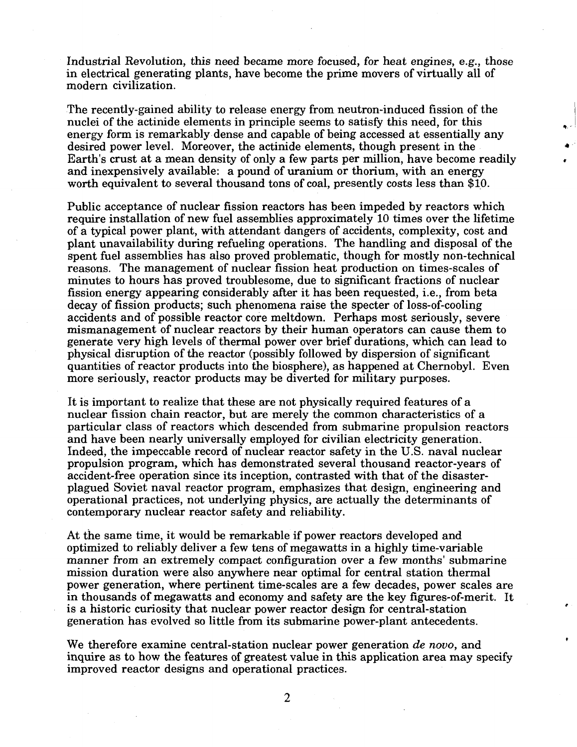Industrial Revolution, this need became more focused, for heat engines, e.g., those in electrical generating plants, have become the prime movers of virtually all of modern civilization.

The recently-gained ability to release energy from neutron-induced fission of the nuclei of the actinide elements in principle seems to satisfy this need, for this energy form is remarkably dense and capable of being accessed at essentially any desired power level. Moreover, the actinide elements, though present in the Earth's crust at a mean density of only a few parts per million, have become readily and inexpensively available: a pound of uranium or thorium, with an energy worth equivalent to several thousand tons of coal, presently costs less than $10.

Public acceptance of nuclear fission reactors has been impeded by reactors which require installation of new fuel assemblies approximately 10 times over the lifetime of a typical power plant, with attendant dangers of accidents, complexity, cost and plant unavailability during refueling operations. The handling and disposal of the spent fuel assemblies has also proved problematic, though for mostly non-technical reasons. The management of nuclear fission heat production on times-scales of minutes to hours has proved troublesome, due to significant fractions of nuclear fission energy appearing considerably after it has been requested, i.e., from beta decay of fission products; such phenomena raise the specter of loss-of-cooling accidents and of possible reactor core meltdown. Perhaps most seriously, severe mismanagement of nuclear reactors by their human operators can cause them to generate very high levels of thermal power over brief durations, which can lead to physical disruption of the reactor (possibly followed by dispersion of significant quantities of reactor products into the biosphere), as happened at Chernobyl. Even more seriously, reactor products may be diverted for military purposes.

It is important to realize that these are not physically required features of a nuclear fission chain reactor, but are merely the common characteristics of a particular class of reactors which descended from submarine propulsion reactors and have been nearly universally employed for civilian electricity generation. Indeed, the impeccable record of nuclear reactor safety in the U.S. naval nuclear propulsion program, which has demonstrated several thousand reactor-years of accident-free operation since its inception, contrasted with that of the disaster-plagued Soviet naval reactor program, emphasizes that design, engineering and operational practices, not underlying physics, are actually the determinants of contemporary nuclear reactor safety and reliability.

At the same time, it would be remarkable if power reactors developed and optimized to reliably deliver a few tens of megawatts in a highly time-variable manner from an extremely compact configuration over a few months' submarine mission duration were also anywhere near optimal for central station thermal power generation, where pertinent time-scales are a few decades, power scales are in thousands of megawatts and economy and safety are the key figures-of-merit. It is a historic curiosity that nuclear power reactor design for central-station generation has evolved so little from its submarine power-plant antecedents.

We therefore examine central-station nuclear power generation *de novo*, and inquire as to how the features of greatest value in this application area may specify improved reactor designs and operational practices.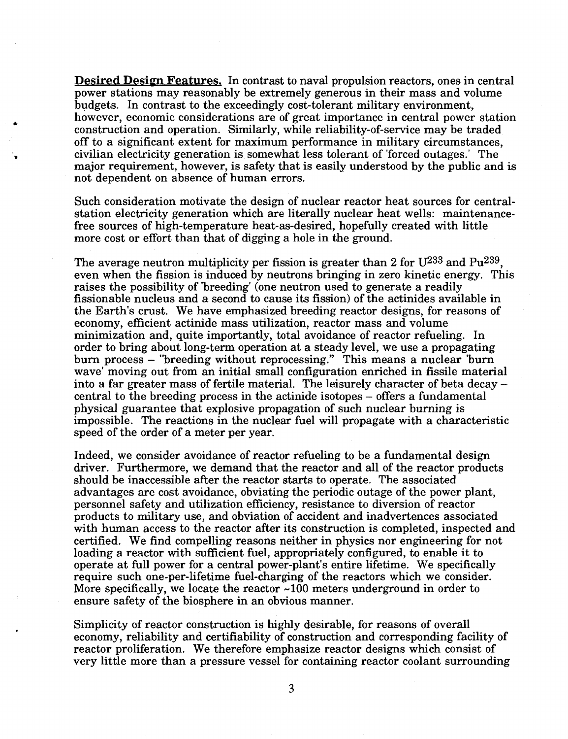**Desired Design Features.** In contrast to naval propulsion reactors, ones in central power stations may reasonably be extremely generous in their mass and volume budgets. In contrast to the exceedingly cost-tolerant military environment, however, economic considerations are of great importance in central power station construction and operation. Similarly, while reliability-of-service may be traded off to a significant extent for maximum performance in military circumstances, civilian electricity generation is somewhat less tolerant of 'forced outages.' The major requirement, however, is safety that is easily understood by the public and is not dependent on absence of human errors.

Such consideration motivate the design of nuclear reactor heat sources for central-station electricity generation which are literally nuclear heat wells: maintenance-free sources of high-temperature heat-as-desired, hopefully created with little more cost or effort than that of digging a hole in the ground.

The average neutron multiplicity per fission is greater than 2 for $U^{233}$ and $Pu^{239}$, even when the fission is induced by neutrons bringing in zero kinetic energy. This raises the possibility of 'breeding' (one neutron used to generate a readily fissionable nucleus and a second to cause its fission) of the actinides available in the Earth's crust. We have emphasized breeding reactor designs, for reasons of economy, efficient actinide mass utilization, reactor mass and volume minimization and, quite importantly, total avoidance of reactor refueling. In order to bring about long-term operation at a steady level, we use a propagating burn process – "breeding without reprocessing." This means a nuclear 'burn wave' moving out from an initial small configuration enriched in fissile material into a far greater mass of fertile material. The leisurely character of beta decay – central to the breeding process in the actinide isotopes – offers a fundamental physical guarantee that explosive propagation of such nuclear burning is impossible. The reactions in the nuclear fuel will propagate with a characteristic speed of the order of a meter per year.

Indeed, we consider avoidance of reactor refueling to be a fundamental design driver. Furthermore, we demand that the reactor and all of the reactor products should be inaccessible after the reactor starts to operate. The associated advantages are cost avoidance, obviating the periodic outage of the power plant, personnel safety and utilization efficiency, resistance to diversion of reactor products to military use, and obviation of accident and inadvertences associated with human access to the reactor after its construction is completed, inspected and certified. We find compelling reasons neither in physics nor engineering for not loading a reactor with sufficient fuel, appropriately configured, to enable it to operate at full power for a central power-plant's entire lifetime. We specifically require such one-per-lifetime fuel-charging of the reactors which we consider. More specifically, we locate the reactor ~100 meters underground in order to ensure safety of the biosphere in an obvious manner.

Simplicity of reactor construction is highly desirable, for reasons of overall economy, reliability and certifiability of construction and corresponding facility of reactor proliferation. We therefore emphasize reactor designs which consist of very little more than a pressure vessel for containing reactor coolant surrounding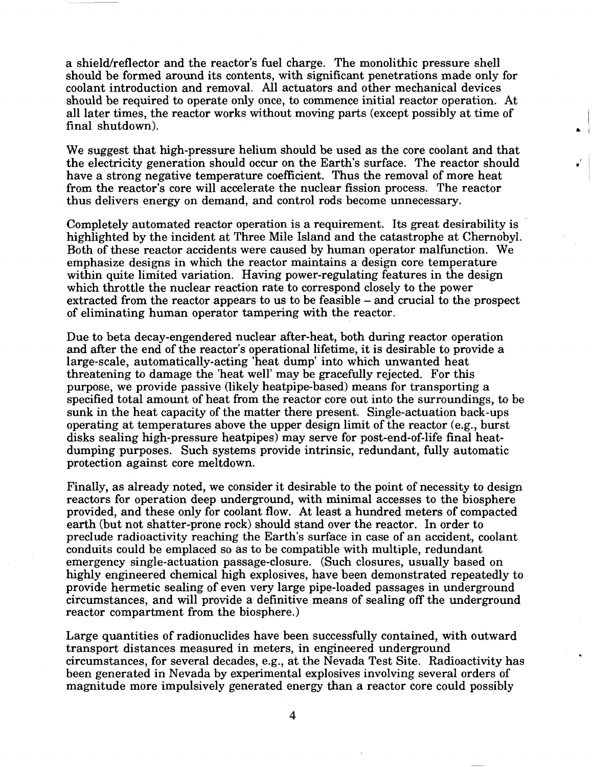a shield/reflector and the reactor's fuel charge. The monolithic pressure shell should be formed around its contents, with significant penetrations made only for coolant introduction and removal. All actuators and other mechanical devices should be required to operate only once, to commence initial reactor operation. At all later times, the reactor works without moving parts (except possibly at time of final shutdown).

We suggest that high-pressure helium should be used as the core coolant and that the electricity generation should occur on the Earth's surface. The reactor should have a strong negative temperature coefficient. Thus the removal of more heat from the reactor's core will accelerate the nuclear fission process. The reactor thus delivers energy on demand, and control rods become unnecessary.

Completely automated reactor operation is a requirement. Its great desirability is highlighted by the incident at Three Mile Island and the catastrophe at Chernobyl. Both of these reactor accidents were caused by human operator malfunction. We emphasize designs in which the reactor maintains a design core temperature within quite limited variation. Having power-regulating features in the design which throttle the nuclear reaction rate to correspond closely to the power extracted from the reactor appears to us to be feasible – and crucial to the prospect of eliminating human operator tampering with the reactor.

Due to beta decay-engendered nuclear after-heat, both during reactor operation and after the end of the reactor's operational lifetime, it is desirable to provide a large-scale, automatically-acting 'heat dump' into which unwanted heat threatening to damage the 'heat well' may be gracefully rejected. For this purpose, we provide passive (likely heatpipe-based) means for transporting a specified total amount of heat from the reactor core out into the surroundings, to be sunk in the heat capacity of the matter there present. Single-actuation back-ups operating at temperatures above the upper design limit of the reactor (e.g., burst disks sealing high-pressure heatpipes) may serve for post-end-of-life final heat-dumping purposes. Such systems provide intrinsic, redundant, fully automatic protection against core meltdown.

Finally, as already noted, we consider it desirable to the point of necessity to design reactors for operation deep underground, with minimal accesses to the biosphere provided, and these only for coolant flow. At least a hundred meters of compacted earth (but not shatter-prone rock) should stand over the reactor. In order to preclude radioactivity reaching the Earth's surface in case of an accident, coolant conduits could be emplaced so as to be compatible with multiple, redundant emergency single-actuation passage-closure. (Such closures, usually based on highly engineered chemical high explosives, have been demonstrated repeatedly to provide hermetic sealing of even very large pipe-loaded passages in underground circumstances, and will provide a definitive means of sealing off the underground reactor compartment from the biosphere.)

Large quantities of radionuclides have been successfully contained, with outward transport distances measured in meters, in engineered underground circumstances, for several decades, e.g., at the Nevada Test Site. Radioactivity has been generated in Nevada by experimental explosives involving several orders of magnitude more impulsively generated energy than a reactor core could possibly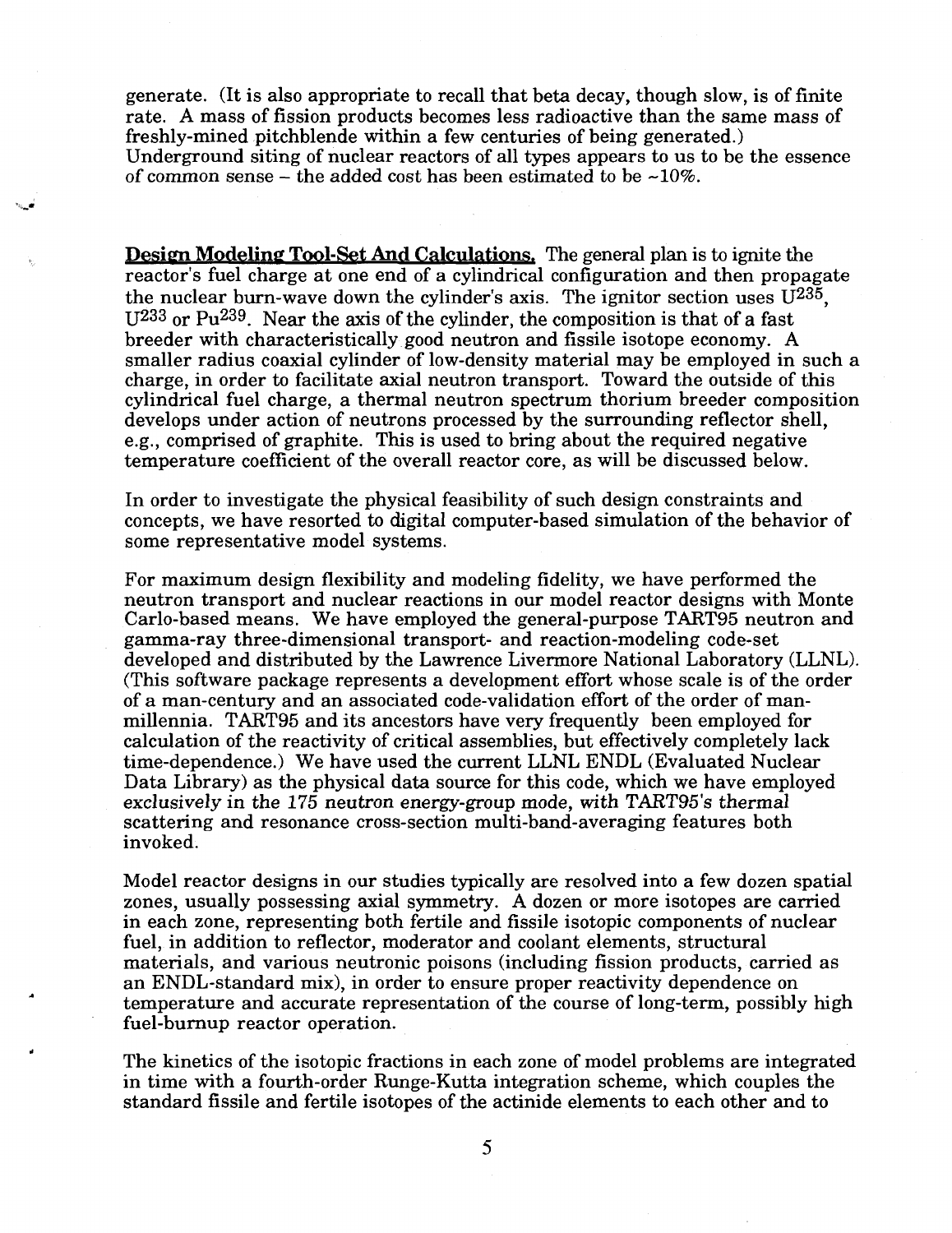generate. (It is also appropriate to recall that beta decay, though slow, is of finite rate. A mass of fission products becomes less radioactive than the same mass of freshly-mined pitchblende within a few centuries of being generated.) Underground siting of nuclear reactors of all types appears to us to be the essence of common sense – the added cost has been estimated to be ~10%.

**Design Modeling Tool-Set And Calculations.** The general plan is to ignite the reactor's fuel charge at one end of a cylindrical configuration and then propagate the nuclear burn-wave down the cylinder's axis. The ignitor section uses $U^{235}$, $U^{233}$ or $Pu^{239}$. Near the axis of the cylinder, the composition is that of a fast breeder with characteristically good neutron and fissile isotope economy. A smaller radius coaxial cylinder of low-density material may be employed in such a charge, in order to facilitate axial neutron transport. Toward the outside of this cylindrical fuel charge, a thermal neutron spectrum thorium breeder composition develops under action of neutrons processed by the surrounding reflector shell, e.g., comprised of graphite. This is used to bring about the required negative temperature coefficient of the overall reactor core, as will be discussed below.

In order to investigate the physical feasibility of such design constraints and concepts, we have resorted to digital computer-based simulation of the behavior of some representative model systems.

For maximum design flexibility and modeling fidelity, we have performed the neutron transport and nuclear reactions in our model reactor designs with Monte Carlo-based means. We have employed the general-purpose TART95 neutron and gamma-ray three-dimensional transport- and reaction-modeling code-set developed and distributed by the Lawrence Livermore National Laboratory (LLNL). (This software package represents a development effort whose scale is of the order of a man-century and an associated code-validation effort of the order of man-millennia. TART95 and its ancestors have very frequently been employed for calculation of the reactivity of critical assemblies, but effectively completely lack time-dependence.) We have used the current LLNL ENDL (Evaluated Nuclear Data Library) as the physical data source for this code, which we have employed *exclusively in the 175 neutron energy-group mode, with TART95's thermal* scattering and resonance cross-section multi-band-averaging features both invoked.

Model reactor designs in our studies typically are resolved into a few dozen spatial zones, usually possessing axial symmetry. A dozen or more isotopes are carried in each zone, representing both fertile and fissile isotopic components of nuclear fuel, in addition to reflector, moderator and coolant elements, structural materials, and various neutronic poisons (including fission products, carried as an ENDL-standard mix), in order to ensure proper reactivity dependence on temperature and accurate representation of the course of long-term, possibly high fuel-burnup reactor operation.

The kinetics of the isotopic fractions in each zone of model problems are integrated in time with a fourth-order Runge-Kutta integration scheme, which couples the standard fissile and fertile isotopes of the actinide elements to each other and to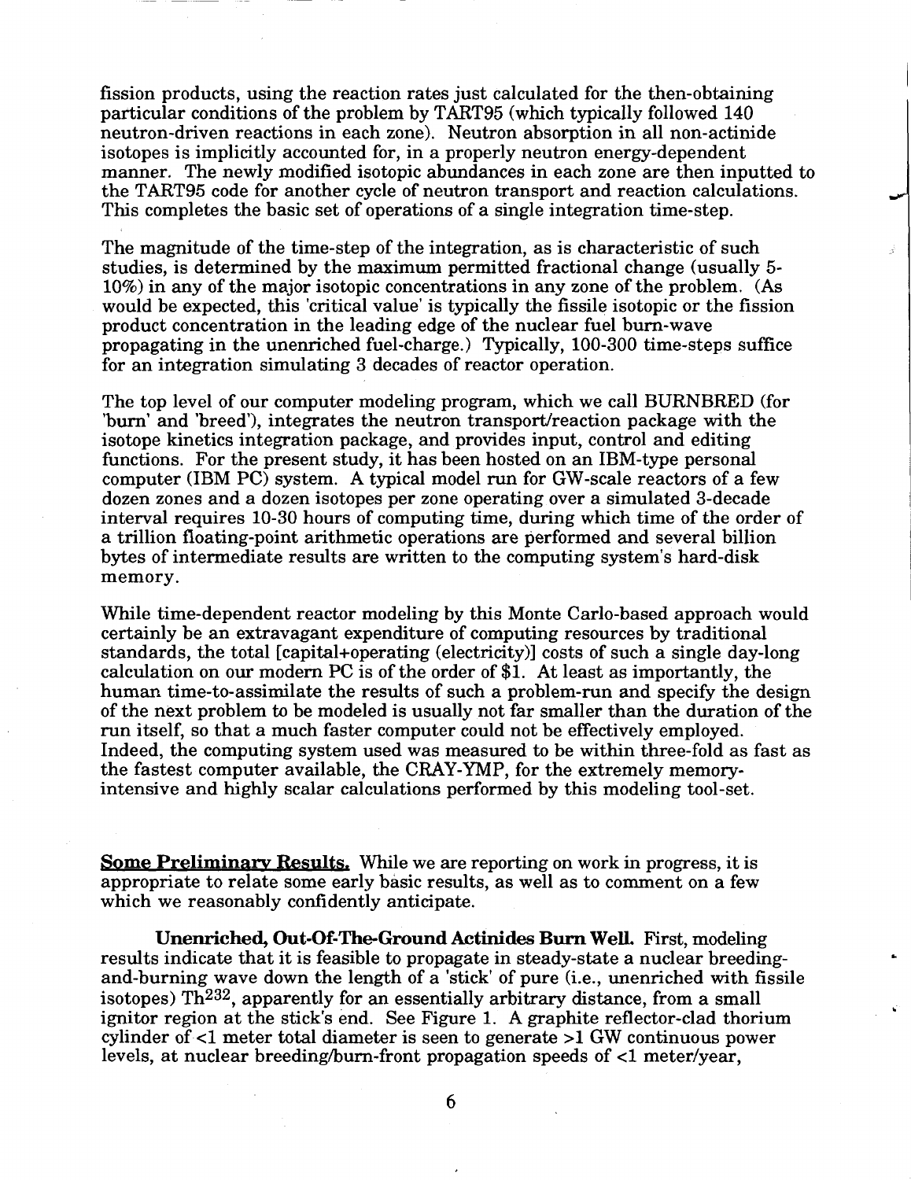fission products, using the reaction rates just calculated for the then-obtaining particular conditions of the problem by TART95 (which typically followed 140 neutron-driven reactions in each zone). Neutron absorption in all non-actinide isotopes is implicitly accounted for, in a properly neutron energy-dependent manner. The newly modified isotopic abundances in each zone are then inputted to the TART95 code for another cycle of neutron transport and reaction calculations. This completes the basic set of operations of a single integration time-step.

The magnitude of the time-step of the integration, as is characteristic of such studies, is determined by the maximum permitted fractional change (usually 5-10%) in any of the major isotopic concentrations in any zone of the problem. (As would be expected, this 'critical value' is typically the fissile isotopic or the fission product concentration in the leading edge of the nuclear fuel burn-wave propagating in the unenriched fuel-charge.) Typically, 100-300 time-steps suffice for an integration simulating 3 decades of reactor operation.

The top level of our computer modeling program, which we call BURNBRED (for 'burn' and 'breed'), integrates the neutron transport/reaction package with the isotope kinetics integration package, and provides input, control and editing functions. For the present study, it has been hosted on an IBM-type personal computer (IBM PC) system. A typical model run for GW-scale reactors of a few dozen zones and a dozen isotopes per zone operating over a simulated 3-decade interval requires 10-30 hours of computing time, during which time of the order of a trillion floating-point arithmetic operations are performed and several billion bytes of intermediate results are written to the computing system's hard-disk memory.

While time-dependent reactor modeling by this Monte Carlo-based approach would certainly be an extravagant expenditure of computing resources by traditional standards, the total [capital+operating (electricity)] costs of such a single day-long calculation on our modern PC is of the order of $1. At least as importantly, the human time-to-assimilate the results of such a problem-run and specify the design of the next problem to be modeled is usually not far smaller than the duration of the run itself, so that a much faster computer could not be effectively employed. Indeed, the computing system used was measured to be within three-fold as fast as the fastest computer available, the CRAY-YMP, for the extremely memory-intensive and highly scalar calculations performed by this modeling tool-set.

**Some Preliminary Results.** While we are reporting on work in progress, it is appropriate to relate some early basic results, as well as to comment on a few which we reasonably confidently anticipate.

**Unenriched, Out-Of-The-Ground Actinides Burn Well.** First, modeling results indicate that it is feasible to propagate in steady-state a nuclear breeding-and-burning wave down the length of a 'stick' of pure (i.e., unenriched with fissile isotopes) $Th^{232}$, apparently for an essentially arbitrary distance, from a small ignitor region at the stick's end. See Figure 1. A graphite reflector-clad thorium cylinder of <1 meter total diameter is seen to generate >1 GW continuous power levels, at nuclear breeding/burn-front propagation speeds of <1 meter/year,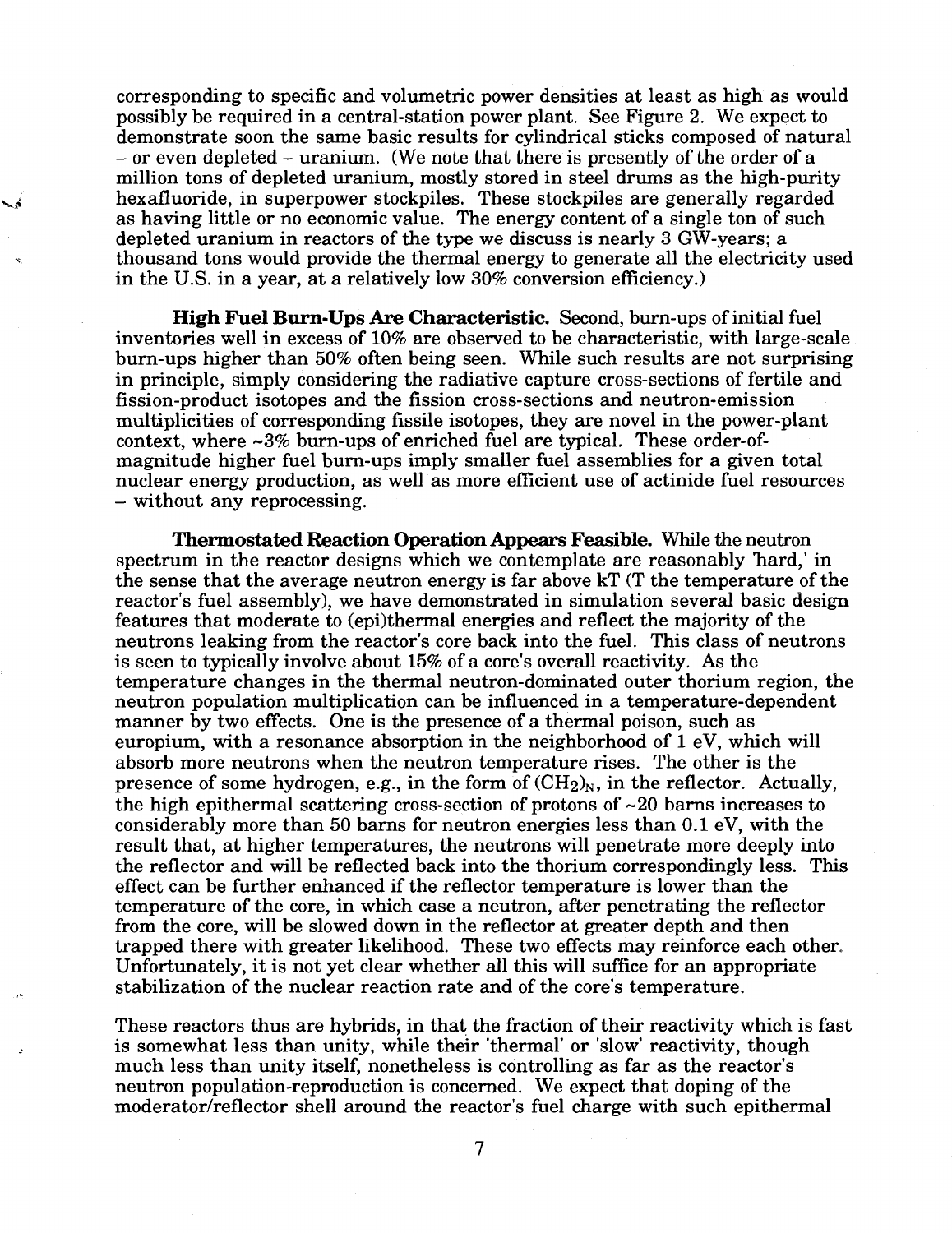corresponding to specific and volumetric power densities at least as high as would possibly be required in a central-station power plant. See Figure 2. We expect to demonstrate soon the same basic results for cylindrical sticks composed of natural – or even depleted – uranium. (We note that there is presently of the order of a million tons of depleted uranium, mostly stored in steel drums as the high-purity hexafluoride, in superpower stockpiles. These stockpiles are generally regarded as having little or no economic value. The energy content of a single ton of such depleted uranium in reactors of the type we discuss is nearly 3 GW-years; a thousand tons would provide the thermal energy to generate all the electricity used in the U.S. in a year, at a relatively low 30% conversion efficiency.)

**High Fuel Burn-Ups Are Characteristic.** Second, burn-ups of initial fuel inventories well in excess of 10% are observed to be characteristic, with large-scale burn-ups higher than 50% often being seen. While such results are not surprising in principle, simply considering the radiative capture cross-sections of fertile and fission-product isotopes and the fission cross-sections and neutron-emission multiplicities of corresponding fissile isotopes, they are novel in the power-plant context, where ~3% burn-ups of enriched fuel are typical. These order-of-magnitude higher fuel burn-ups imply smaller fuel assemblies for a given total nuclear energy production, as well as more efficient use of actinide fuel resources – without any reprocessing.

**Thermostated Reaction Operation Appears Feasible.** While the neutron spectrum in the reactor designs which we contemplate are reasonably 'hard,' in the sense that the average neutron energy is far above kT (T the temperature of the reactor's fuel assembly), we have demonstrated in simulation several basic design features that moderate to (epi)thermal energies and reflect the majority of the neutrons leaking from the reactor's core back into the fuel. This class of neutrons is seen to typically involve about 15% of a core's overall reactivity. As the temperature changes in the thermal neutron-dominated outer thorium region, the neutron population multiplication can be influenced in a temperature-dependent manner by two effects. One is the presence of a thermal poison, such as europium, with a resonance absorption in the neighborhood of 1 eV, which will absorb more neutrons when the neutron temperature rises. The other is the presence of some hydrogen, e.g., in the form of $(CH_2)_N$, in the reflector. Actually, the high epithermal scattering cross-section of protons of ~20 barns increases to considerably more than 50 barns for neutron energies less than 0.1 eV, with the result that, at higher temperatures, the neutrons will penetrate more deeply into the reflector and will be reflected back into the thorium correspondingly less. This effect can be further enhanced if the reflector temperature is lower than the temperature of the core, in which case a neutron, after penetrating the reflector from the core, will be slowed down in the reflector at greater depth and then trapped there with greater likelihood. These two effects may reinforce each other. Unfortunately, it is not yet clear whether all this will suffice for an appropriate stabilization of the nuclear reaction rate and of the core's temperature.

These reactors thus are hybrids, in that the fraction of their reactivity which is fast is somewhat less than unity, while their 'thermal' or 'slow' reactivity, though much less than unity itself, nonetheless is controlling as far as the reactor's neutron population-reproduction is concerned. We expect that doping of the moderator/reflector shell around the reactor's fuel charge with such epithermal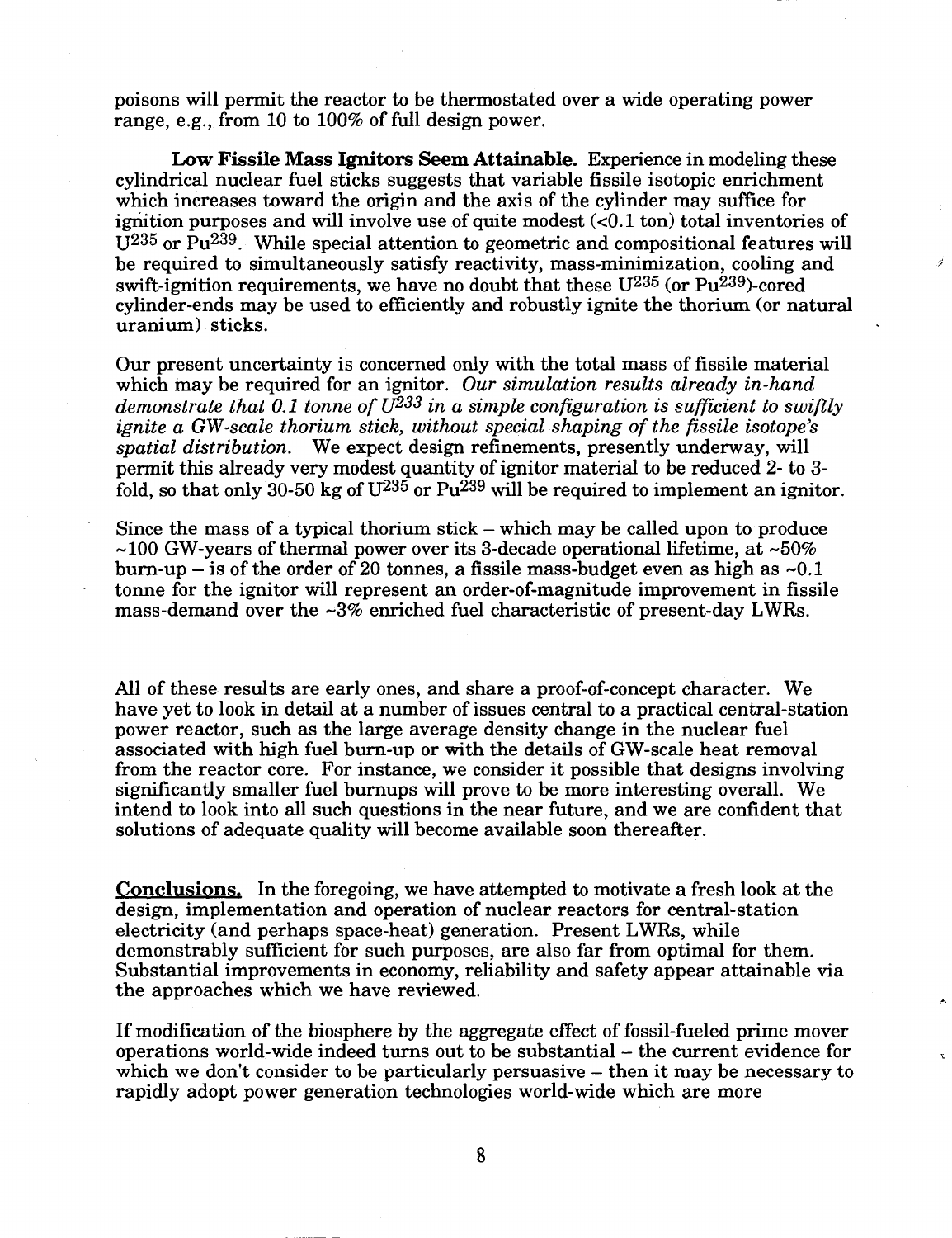poisons will permit the reactor to be thermostated over a wide operating power range, e.g., from 10 to 100% of full design power.

**Low Fissile Mass Ignitors Seem Attainable.** Experience in modeling these cylindrical nuclear fuel sticks suggests that variable fissile isotopic enrichment which increases toward the origin and the axis of the cylinder may suffice for ignition purposes and will involve use of quite modest (<0.1 ton) total inventories of $U^{235}$ or $Pu^{239}$. While special attention to geometric and compositional features will be required to simultaneously satisfy reactivity, mass-minimization, cooling and swift-ignition requirements, we have no doubt that these $U^{235}$ (or $Pu^{239}$)-cored cylinder-ends may be used to efficiently and robustly ignite the thorium (or natural uranium) sticks.

Our present uncertainty is concerned only with the total mass of fissile material which may be required for an ignitor. *Our simulation results already in-hand demonstrate that 0.1 tonne of $U^{233}$ in a simple configuration is sufficient to swiftly ignite a GW-scale thorium stick, without special shaping of the fissile isotope's spatial distribution.* We expect design refinements, presently underway, will permit this already very modest quantity of ignitor material to be reduced 2- to 3-fold, so that only 30-50 kg of $U^{235}$ or $Pu^{239}$ will be required to implement an ignitor.

Since the mass of a typical thorium stick – which may be called upon to produce ~100 GW-years of thermal power over its 3-decade operational lifetime, at ~50% burn-up – is of the order of 20 tonnes, a fissile mass-budget even as high as ~0.1 tonne for the ignitor will represent an order-of-magnitude improvement in fissile mass-demand over the ~3% enriched fuel characteristic of present-day LWRs.

All of these results are early ones, and share a proof-of-concept character. We have yet to look in detail at a number of issues central to a practical central-station power reactor, such as the large average density change in the nuclear fuel associated with high fuel burn-up or with the details of GW-scale heat removal from the reactor core. For instance, we consider it possible that designs involving significantly smaller fuel burnups will prove to be more interesting overall. We intend to look into all such questions in the near future, and we are confident that solutions of adequate quality will become available soon thereafter.

**Conclusions.** In the foregoing, we have attempted to motivate a fresh look at the design, implementation and operation of nuclear reactors for central-station electricity (and perhaps space-heat) generation. Present LWRs, while demonstrably sufficient for such purposes, are also far from optimal for them. Substantial improvements in economy, reliability and safety appear attainable via the approaches which we have reviewed.

If modification of the biosphere by the aggregate effect of fossil-fueled prime mover operations world-wide indeed turns out to be substantial – the current evidence for which we don't consider to be particularly persuasive – then it may be necessary to rapidly adopt power generation technologies world-wide which are more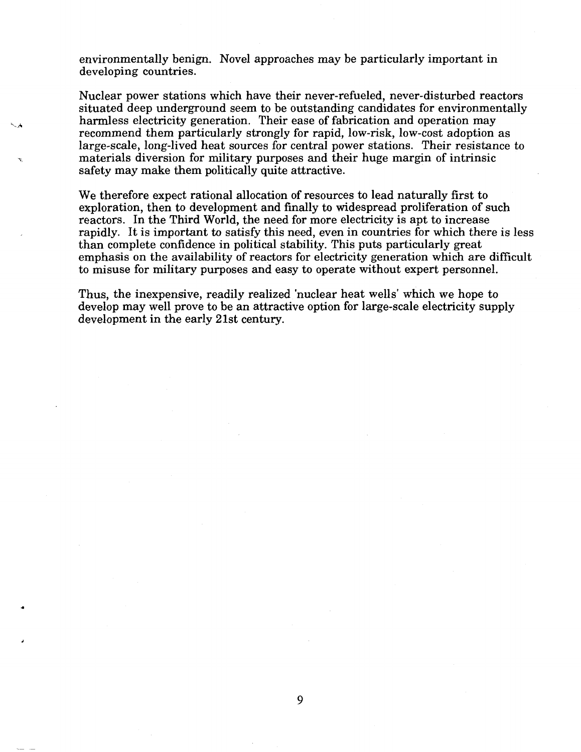environmentally benign. Novel approaches may be particularly important in developing countries.

Nuclear power stations which have their never-refueled, never-disturbed reactors situated deep underground seem to be outstanding candidates for environmentally harmless electricity generation. Their ease of fabrication and operation may recommend them particularly strongly for rapid, low-risk, low-cost adoption as large-scale, long-lived heat sources for central power stations. Their resistance to materials diversion for military purposes and their huge margin of intrinsic safety may make them politically quite attractive.

We therefore expect rational allocation of resources to lead naturally first to exploration, then to development and finally to widespread proliferation of such reactors. In the Third World, the need for more electricity is apt to increase rapidly. It is important to satisfy this need, even in countries for which there is less than complete confidence in political stability. This puts particularly great emphasis on the availability of reactors for electricity generation which are difficult to misuse for military purposes and easy to operate without expert personnel.

Thus, the inexpensive, readily realized 'nuclear heat wells' which we hope to develop may well prove to be an attractive option for large-scale electricity supply development in the early 21st century.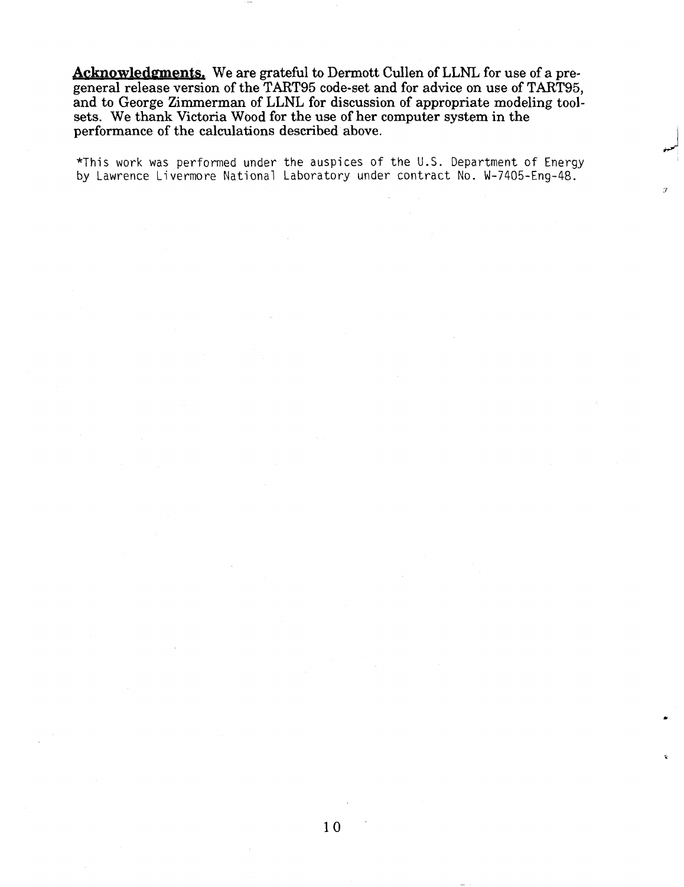**Acknowledgments.** We are grateful to Dermott Cullen of LLNL for use of a pre-general release version of the TART95 code-set and for advice on use of TART95, and to George Zimmerman of LLNL for discussion of appropriate modeling tool-sets. We thank Victoria Wood for the use of her computer system in the performance of the calculations described above.

*This work was performed under the auspices of the U.S. Department of Energy by Lawrence Livermore National Laboratory under contract No. W-7405-Eng-48.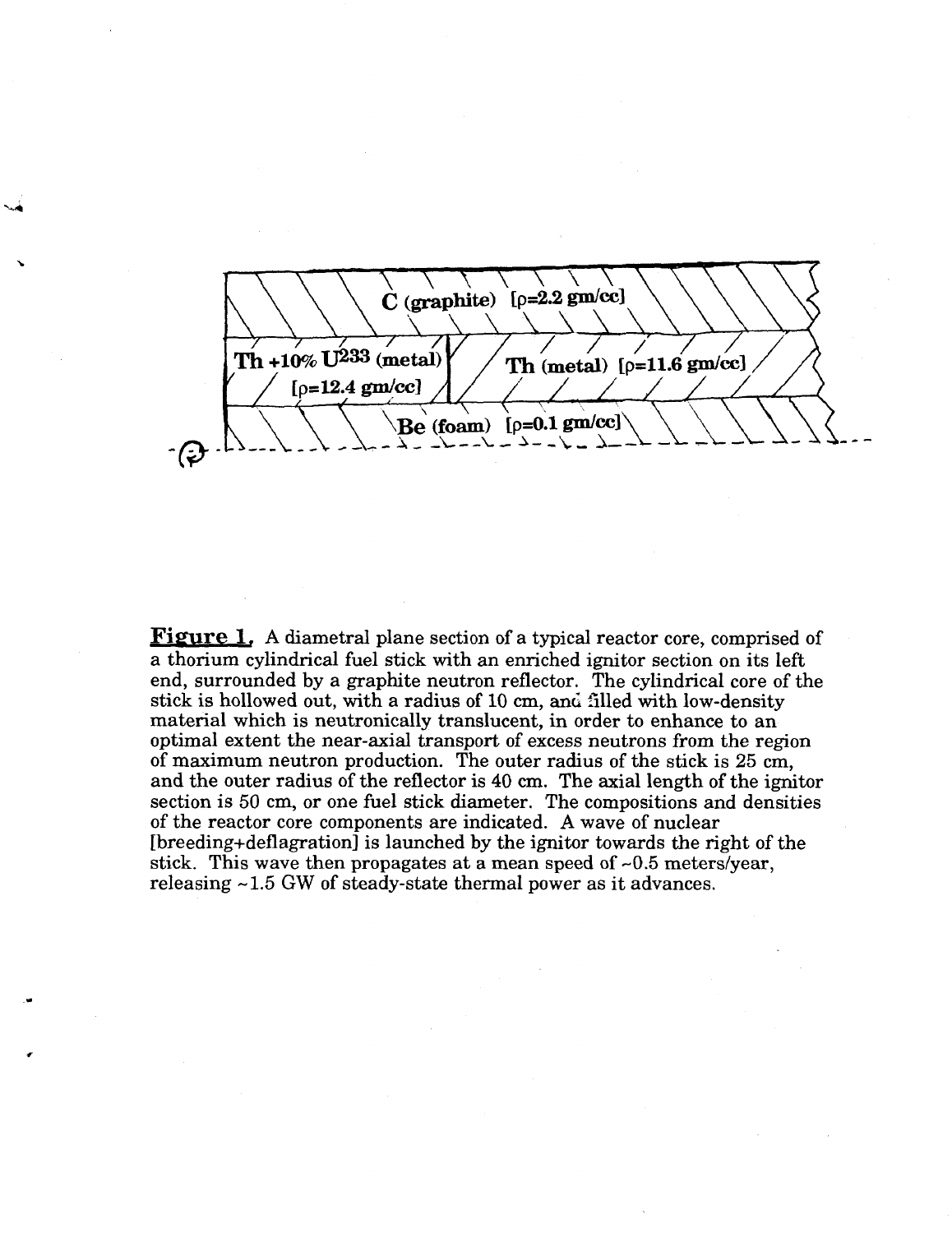**Figure 1.** A diametral plane section of a typical reactor core, comprised of a thorium cylindrical fuel stick with an enriched ignitor section on its left end, surrounded by a graphite neutron reflector. The cylindrical core of the stick is hollowed out, with a radius of 10 cm, and filled with low-density material which is neutronically translucent, in order to enhance to an optimal extent the near-axial transport of excess neutrons from the region of maximum neutron production. The outer radius of the stick is 25 cm, and the outer radius of the reflector is 40 cm. The axial length of the ignitor section is 50 cm, or one fuel stick diameter. The compositions and densities of the reactor core components are indicated. A wave of nuclear [breeding+deflagration] is launched by the ignitor towards the right of the stick. This wave then propagates at a mean speed of ~0.5 meters/year, releasing ~1.5 GW of steady-state thermal power as it advances.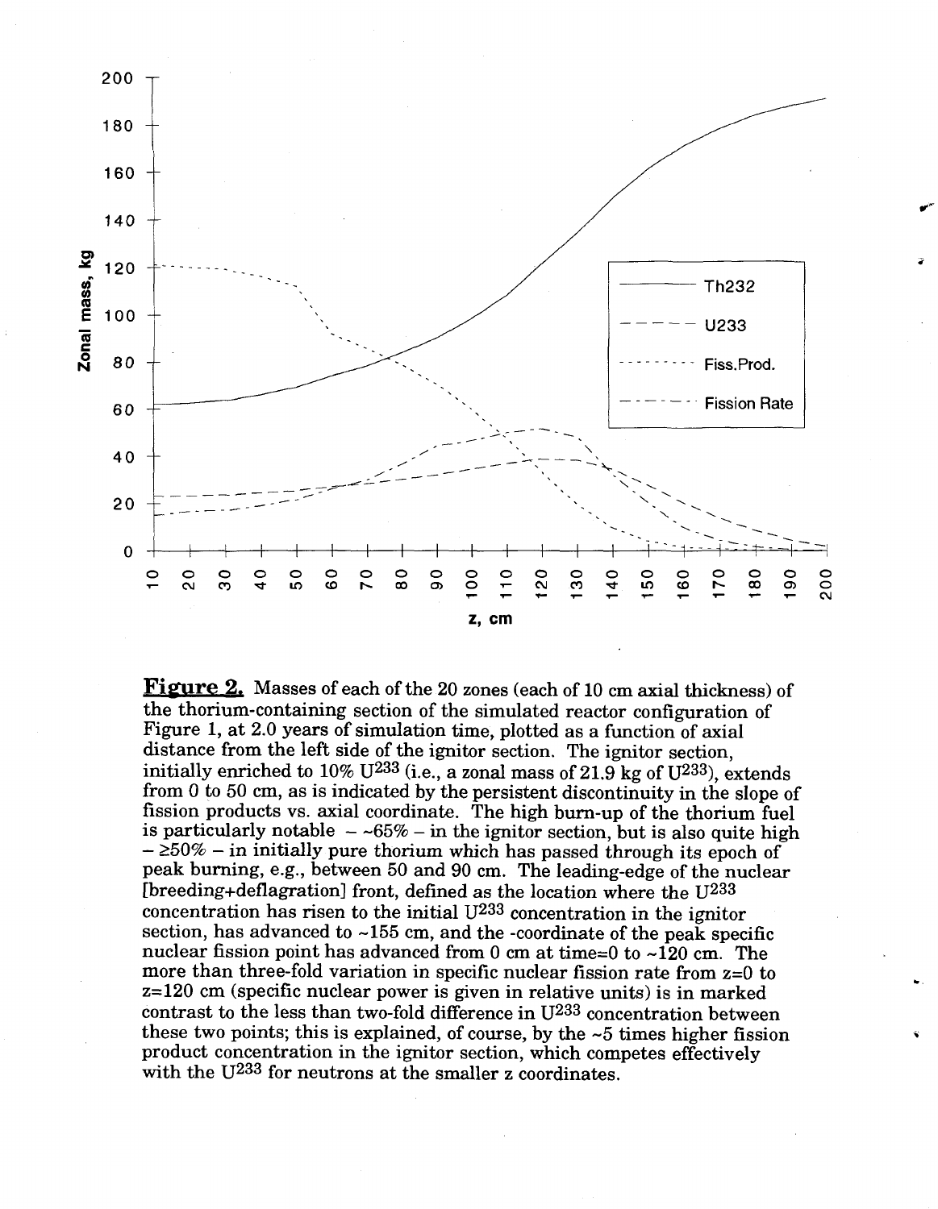200
180
160
140
120
100
80
60
40
20
0

Zonal mass, kg

10 20 30 40 50 60 70 80 90 100 110 120 130 140 150 160 170 180 190 200

z, cm

Th232
U233
Fiss.Prod.
Fission Rate

**Figure 2.** Masses of each of the 20 zones (each of 10 cm axial thickness) of the thorium-containing section of the simulated reactor configuration of Figure 1, at 2.0 years of simulation time, plotted as a function of axial distance from the left side of the ignitor section. The ignitor section, initially enriched to 10% $U^{233}$ (i.e., a zonal mass of 21.9 kg of $U^{233}$), extends from 0 to 50 cm, as is indicated by the persistent discontinuity in the slope of fission products vs. axial coordinate. The high burn-up of the thorium fuel is particularly notable – ~65% – in the ignitor section, but is also quite high – ≥50% – in initially pure thorium which has passed through its epoch of peak burning, e.g., between 50 and 90 cm. The leading-edge of the nuclear [breeding+deflagration] front, defined as the location where the $U^{233}$ concentration has risen to the initial $U^{233}$ concentration in the ignitor section, has advanced to ~155 cm, and the -coordinate of the peak specific nuclear fission point has advanced from 0 cm at time=0 to ~120 cm. The more than three-fold variation in specific nuclear fission rate from z=0 to z=120 cm (specific nuclear power is given in relative units) is in marked contrast to the less than two-fold difference in $U^{233}$ concentration between these two points; this is explained, of course, by the ~5 times higher fission product concentration in the ignitor section, which competes effectively with the $U^{233}$ for neutrons at the smaller z coordinates.